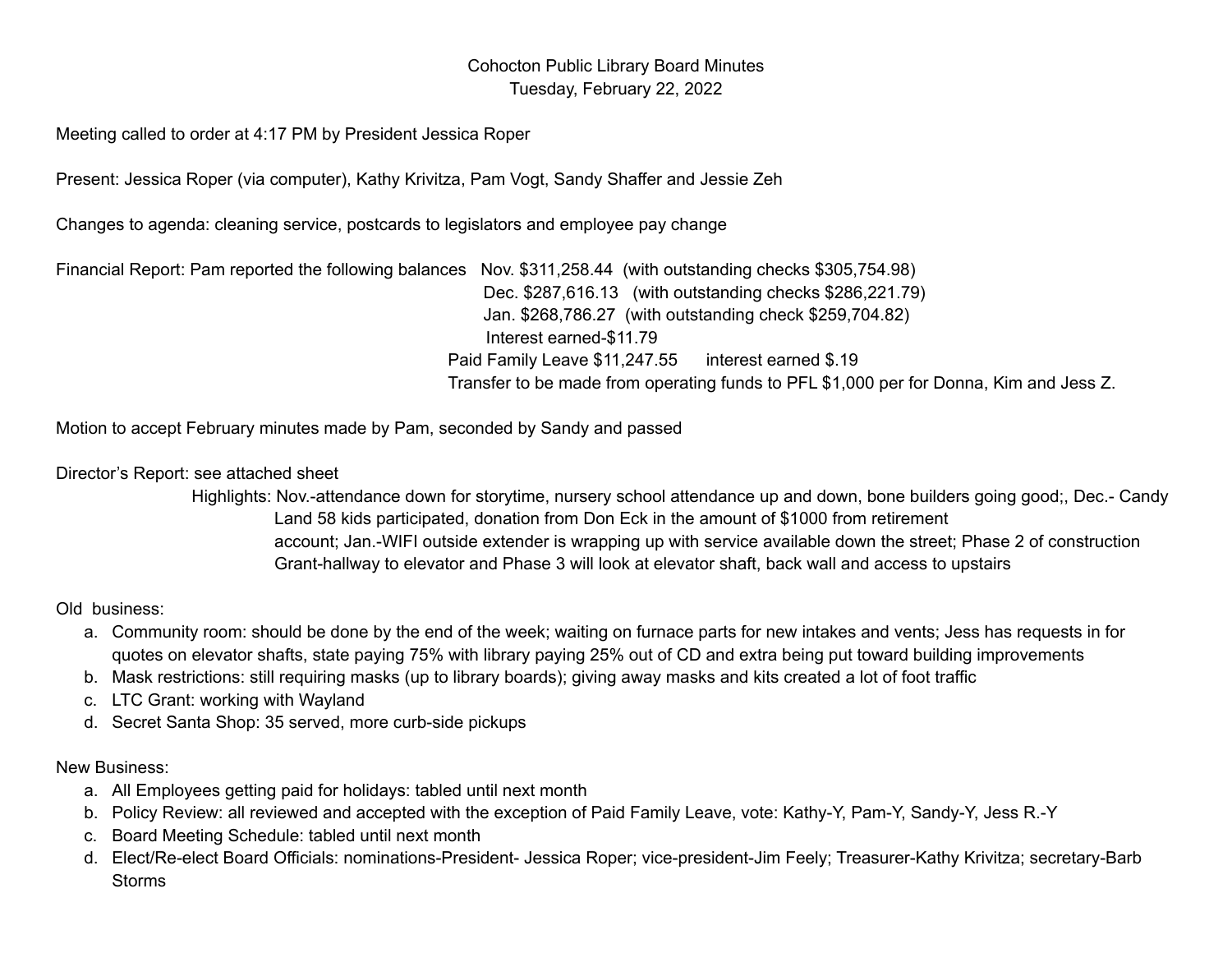Cohocton Public Library Board Minutes
Tuesday, February 22, 2022

Meeting called to order at 4:17 PM by President Jessica Roper

Present: Jessica Roper (via computer), Kathy Krivitza, Pam Vogt, Sandy Shaffer and Jessie Zeh

Changes to agenda: cleaning service, postcards to legislators and employee pay change

Financial Report: Pam reported the following balances Nov. $311,258.44 (with outstanding checks $305,754.98)
Dec. $287,616.13 (with outstanding checks $286,221.79)
Jan. $268,786.27 (with outstanding check $259,704.82)
Interest earned-$11.79
Paid Family Leave $11,247.55 interest earned $.19
Transfer to be made from operating funds to PFL $1,000 per for Donna, Kim and Jess Z.

Motion to accept February minutes made by Pam, seconded by Sandy and passed

Director's Report: see attached sheet
Highlights: Nov.-attendance down for storytime, nursery school attendance up and down, bone builders going good;, Dec.- Candy Land 58 kids participated, donation from Don Eck in the amount of $1000 from retirement account; Jan.-WIFI outside extender is wrapping up with service available down the street; Phase 2 of construction Grant-hallway to elevator and Phase 3 will look at elevator shaft, back wall and access to upstairs

Old business:

a. Community room: should be done by the end of the week; waiting on furnace parts for new intakes and vents; Jess has requests in for quotes on elevator shafts, state paying 75% with library paying 25% out of CD and extra being put toward building improvements
b. Mask restrictions: still requiring masks (up to library boards); giving away masks and kits created a lot of foot traffic
c. LTC Grant: working with Wayland
d. Secret Santa Shop: 35 served, more curb-side pickups

New Business:

a. All Employees getting paid for holidays: tabled until next month
b. Policy Review: all reviewed and accepted with the exception of Paid Family Leave, vote: Kathy-Y, Pam-Y, Sandy-Y, Jess R.-Y
c. Board Meeting Schedule: tabled until next month
d. Elect/Re-elect Board Officials: nominations-President- Jessica Roper; vice-president-Jim Feely; Treasurer-Kathy Krivitza; secretary-Barb Storms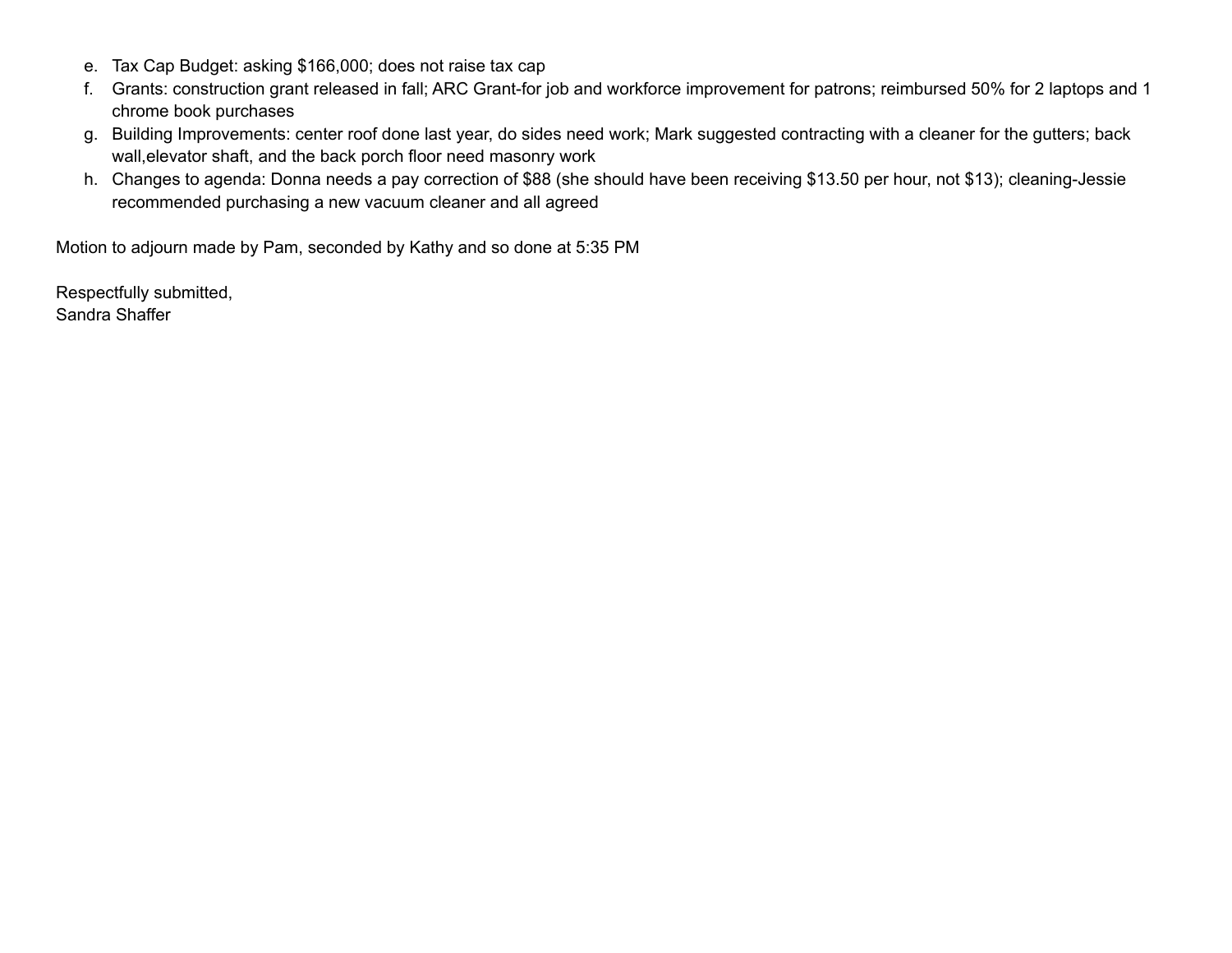e. Tax Cap Budget: asking $166,000; does not raise tax cap
f. Grants: construction grant released in fall; ARC Grant-for job and workforce improvement for patrons; reimbursed 50% for 2 laptops and 1 chrome book purchases
g. Building Improvements: center roof done last year, do sides need work; Mark suggested contracting with a cleaner for the gutters; back wall,elevator shaft, and the back porch floor need masonry work
h. Changes to agenda: Donna needs a pay correction of $88 (she should have been receiving $13.50 per hour, not $13); cleaning-Jessie recommended purchasing a new vacuum cleaner and all agreed

Motion to adjourn made by Pam, seconded by Kathy and so done at 5:35 PM

Respectfully submitted,
Sandra Shaffer